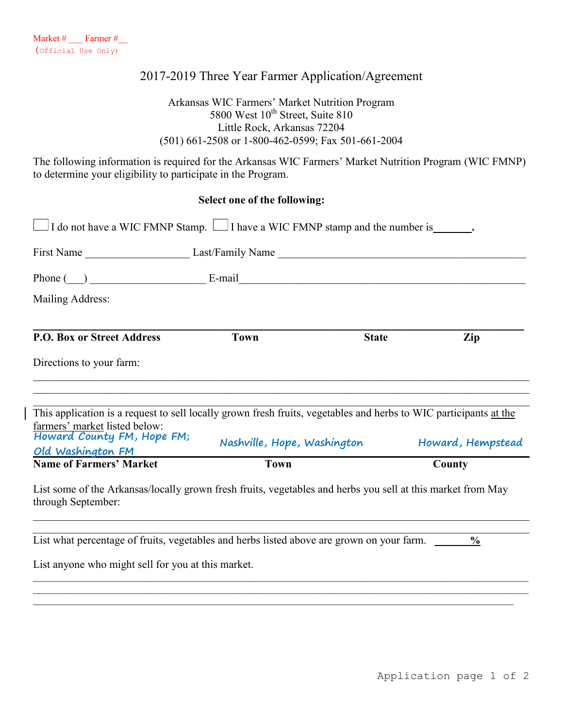Market # ___ Farmer #__
(Official Use Only)

# 2017-2019 Three Year Farmer Application/Agreement

Arkansas WIC Farmers' Market Nutrition Program
5800 West 10th Street, Suite 810
Little Rock, Arkansas 72204
(501) 661-2508 or 1-800-462-0599; Fax 501-661-2004

The following information is required for the Arkansas WIC Farmers' Market Nutrition Program (WIC FMNP) to determine your eligibility to participate in the Program.

**Select one of the following:**

☐ I do not have a WIC FMNP Stamp. ☐ I have a WIC FMNP stamp and the number is_______.

First Name __________________ Last/Family Name ___________________________________________

Phone (___) ____________________ E-mail_____________________________________________

Mailing Address:

_______________________________________________________________________________

| **P.O. Box or Street Address** | **Town** | **State** | **Zip** |
|---|---|---|---|

Directions to your farm:

_______________________________________________________________________________

_______________________________________________________________________________

_______________________________________________________________________________

This application is a request to sell locally grown fresh fruits, vegetables and herbs to WIC participants <u>at the farmers' market</u> listed below:

| **Name of Farmers' Market** | **Town** | **County** |
|---|---|---|
| Howard County FM, Hope FM; Old Washington FM | Nashville, Hope, Washington | Howard, Hempstead |

List some of the Arkansas/locally grown fresh fruits, vegetables and herbs you sell at this market from May through September:

_______________________________________________________________________________

_______________________________________________________________________________

List what percentage of fruits, vegetables and herbs listed above are grown on your farm. ______%

List anyone who might sell for you at this market.

_______________________________________________________________________________

_______________________________________________________________________________

_______________________________________________________________________________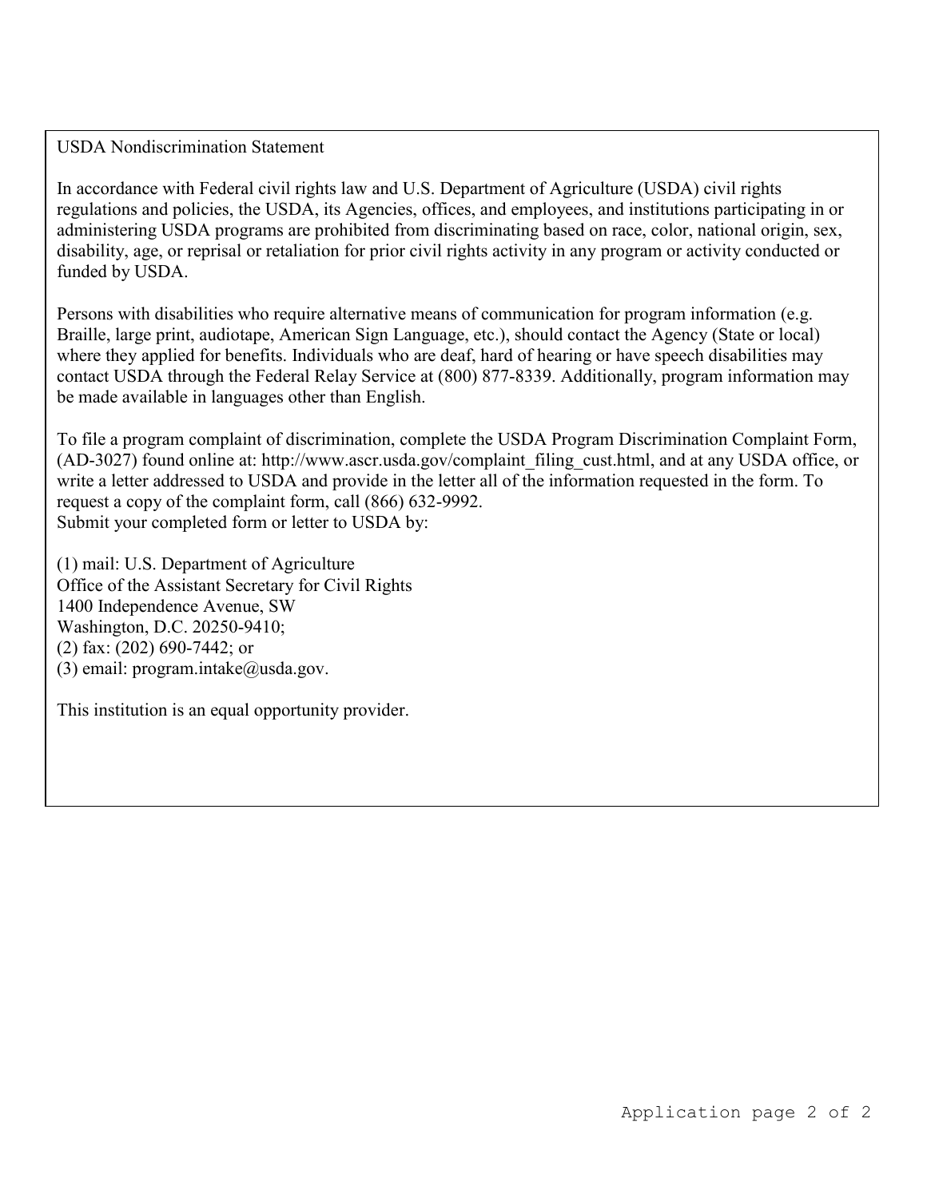## USDA Nondiscrimination Statement

In accordance with Federal civil rights law and U.S. Department of Agriculture (USDA) civil rights regulations and policies, the USDA, its Agencies, offices, and employees, and institutions participating in or administering USDA programs are prohibited from discriminating based on race, color, national origin, sex, disability, age, or reprisal or retaliation for prior civil rights activity in any program or activity conducted or funded by USDA.

Persons with disabilities who require alternative means of communication for program information (e.g. Braille, large print, audiotape, American Sign Language, etc.), should contact the Agency (State or local) where they applied for benefits. Individuals who are deaf, hard of hearing or have speech disabilities may contact USDA through the Federal Relay Service at (800) 877-8339. Additionally, program information may be made available in languages other than English.

To file a program complaint of discrimination, complete the USDA Program Discrimination Complaint Form, (AD-3027) found online at: http://www.ascr.usda.gov/complaint_filing_cust.html, and at any USDA office, or write a letter addressed to USDA and provide in the letter all of the information requested in the form. To request a copy of the complaint form, call (866) 632-9992.
Submit your completed form or letter to USDA by:

(1) mail: U.S. Department of Agriculture
Office of the Assistant Secretary for Civil Rights
1400 Independence Avenue, SW
Washington, D.C. 20250-9410;
(2) fax: (202) 690-7442; or
(3) email: program.intake@usda.gov.

This institution is an equal opportunity provider.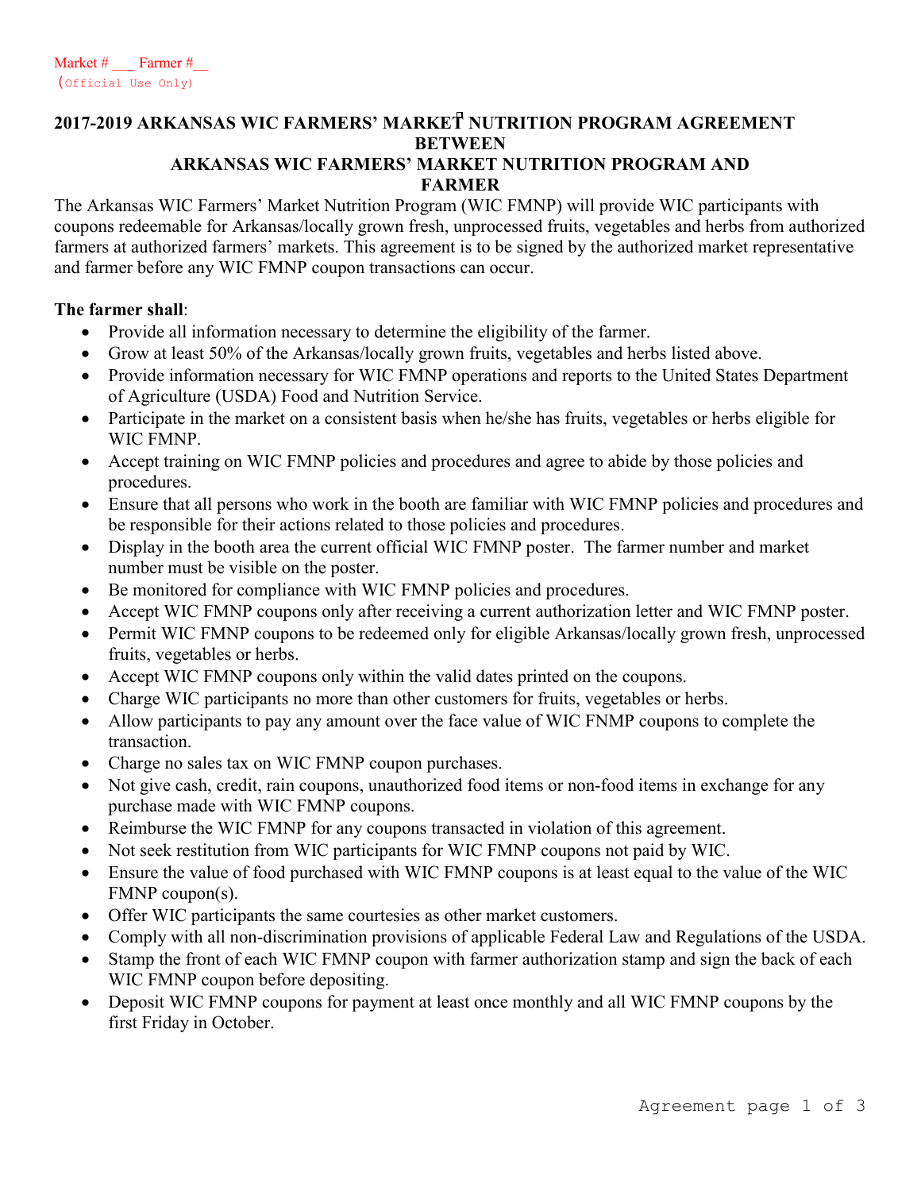Market # ___ Farmer #__
(Official Use Only)

# 2017-2019 ARKANSAS WIC FARMERS' MARKET NUTRITION PROGRAM AGREEMENT BETWEEN ARKANSAS WIC FARMERS' MARKET NUTRITION PROGRAM AND FARMER

The Arkansas WIC Farmers' Market Nutrition Program (WIC FMNP) will provide WIC participants with coupons redeemable for Arkansas/locally grown fresh, unprocessed fruits, vegetables and herbs from authorized farmers at authorized farmers' markets. This agreement is to be signed by the authorized market representative and farmer before any WIC FMNP coupon transactions can occur.

**The farmer shall**:

- Provide all information necessary to determine the eligibility of the farmer.
- Grow at least 50% of the Arkansas/locally grown fruits, vegetables and herbs listed above.
- Provide information necessary for WIC FMNP operations and reports to the United States Department of Agriculture (USDA) Food and Nutrition Service.
- Participate in the market on a consistent basis when he/she has fruits, vegetables or herbs eligible for WIC FMNP.
- Accept training on WIC FMNP policies and procedures and agree to abide by those policies and procedures.
- Ensure that all persons who work in the booth are familiar with WIC FMNP policies and procedures and be responsible for their actions related to those policies and procedures.
- Display in the booth area the current official WIC FMNP poster. The farmer number and market number must be visible on the poster.
- Be monitored for compliance with WIC FMNP policies and procedures.
- Accept WIC FMNP coupons only after receiving a current authorization letter and WIC FMNP poster.
- Permit WIC FMNP coupons to be redeemed only for eligible Arkansas/locally grown fresh, unprocessed fruits, vegetables or herbs.
- Accept WIC FMNP coupons only within the valid dates printed on the coupons.
- Charge WIC participants no more than other customers for fruits, vegetables or herbs.
- Allow participants to pay any amount over the face value of WIC FNMP coupons to complete the transaction.
- Charge no sales tax on WIC FMNP coupon purchases.
- Not give cash, credit, rain coupons, unauthorized food items or non-food items in exchange for any purchase made with WIC FMNP coupons.
- Reimburse the WIC FMNP for any coupons transacted in violation of this agreement.
- Not seek restitution from WIC participants for WIC FMNP coupons not paid by WIC.
- Ensure the value of food purchased with WIC FMNP coupons is at least equal to the value of the WIC FMNP coupon(s).
- Offer WIC participants the same courtesies as other market customers.
- Comply with all non-discrimination provisions of applicable Federal Law and Regulations of the USDA.
- Stamp the front of each WIC FMNP coupon with farmer authorization stamp and sign the back of each WIC FMNP coupon before depositing.
- Deposit WIC FMNP coupons for payment at least once monthly and all WIC FMNP coupons by the first Friday in October.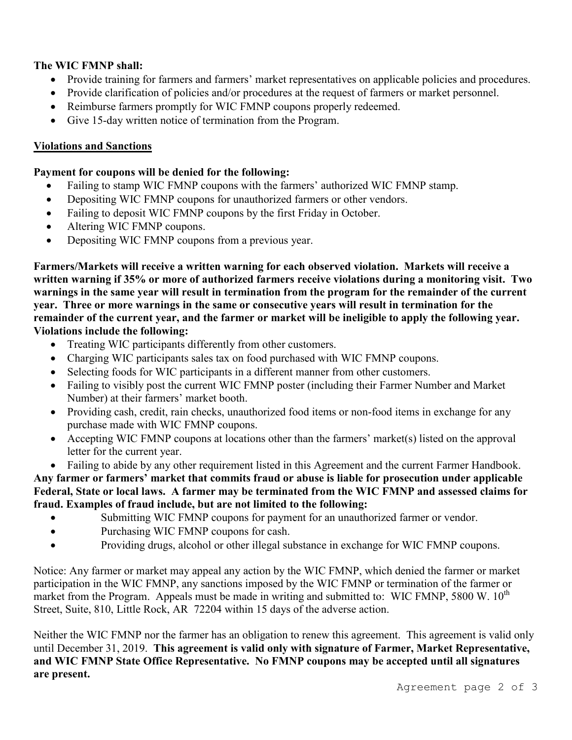**The WIC FMNP shall:**

- Provide training for farmers and farmers' market representatives on applicable policies and procedures.
- Provide clarification of policies and/or procedures at the request of farmers or market personnel.
- Reimburse farmers promptly for WIC FMNP coupons properly redeemed.
- Give 15-day written notice of termination from the Program.

**Violations and Sanctions**

**Payment for coupons will be denied for the following:**

- Failing to stamp WIC FMNP coupons with the farmers' authorized WIC FMNP stamp.
- Depositing WIC FMNP coupons for unauthorized farmers or other vendors.
- Failing to deposit WIC FMNP coupons by the first Friday in October.
- Altering WIC FMNP coupons.
- Depositing WIC FMNP coupons from a previous year.

**Farmers/Markets will receive a written warning for each observed violation. Markets will receive a written warning if 35% or more of authorized farmers receive violations during a monitoring visit. Two warnings in the same year will result in termination from the program for the remainder of the current year. Three or more warnings in the same or consecutive years will result in termination for the remainder of the current year, and the farmer or market will be ineligible to apply the following year. Violations include the following:**

- Treating WIC participants differently from other customers.
- Charging WIC participants sales tax on food purchased with WIC FMNP coupons.
- Selecting foods for WIC participants in a different manner from other customers.
- Failing to visibly post the current WIC FMNP poster (including their Farmer Number and Market Number) at their farmers' market booth.
- Providing cash, credit, rain checks, unauthorized food items or non-food items in exchange for any purchase made with WIC FMNP coupons.
- Accepting WIC FMNP coupons at locations other than the farmers' market(s) listed on the approval letter for the current year.
- Failing to abide by any other requirement listed in this Agreement and the current Farmer Handbook.

**Any farmer or farmers' market that commits fraud or abuse is liable for prosecution under applicable Federal, State or local laws. A farmer may be terminated from the WIC FMNP and assessed claims for fraud. Examples of fraud include, but are not limited to the following:**

- Submitting WIC FMNP coupons for payment for an unauthorized farmer or vendor.
- Purchasing WIC FMNP coupons for cash.
- Providing drugs, alcohol or other illegal substance in exchange for WIC FMNP coupons.

Notice: Any farmer or market may appeal any action by the WIC FMNP, which denied the farmer or market participation in the WIC FMNP, any sanctions imposed by the WIC FMNP or termination of the farmer or market from the Program. Appeals must be made in writing and submitted to: WIC FMNP, 5800 W. 10th Street, Suite, 810, Little Rock, AR 72204 within 15 days of the adverse action.

Neither the WIC FMNP nor the farmer has an obligation to renew this agreement. This agreement is valid only until December 31, 2019. **This agreement is valid only with signature of Farmer, Market Representative, and WIC FMNP State Office Representative. No FMNP coupons may be accepted until all signatures are present.**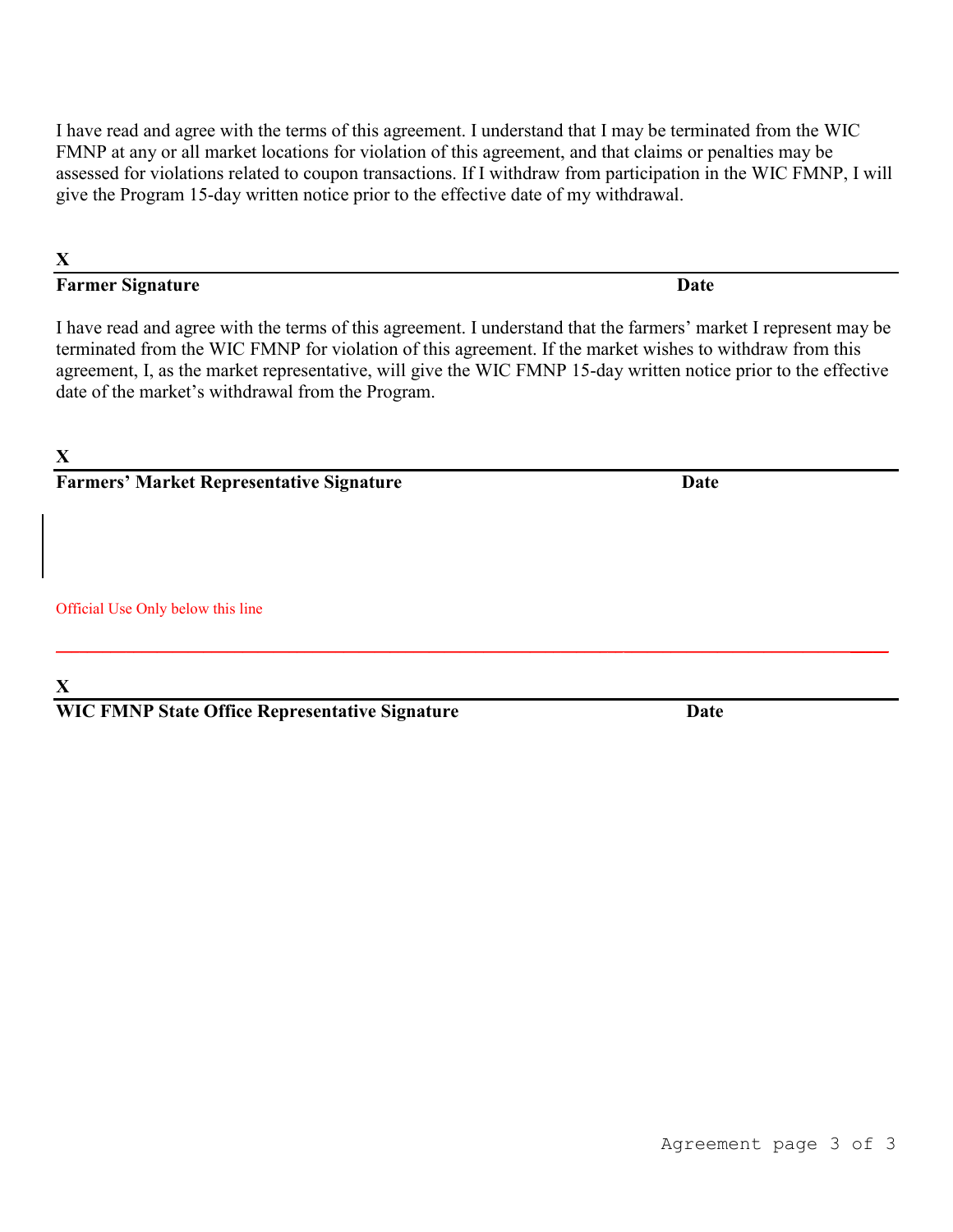I have read and agree with the terms of this agreement. I understand that I may be terminated from the WIC FMNP at any or all market locations for violation of this agreement, and that claims or penalties may be assessed for violations related to coupon transactions. If I withdraw from participation in the WIC FMNP, I will give the Program 15-day written notice prior to the effective date of my withdrawal.

**X**

**Farmer Signature** **Date**

I have read and agree with the terms of this agreement. I understand that the farmers' market I represent may be terminated from the WIC FMNP for violation of this agreement. If the market wishes to withdraw from this agreement, I, as the market representative, will give the WIC FMNP 15-day written notice prior to the effective date of the market's withdrawal from the Program.

**X**

**Farmers' Market Representative Signature** **Date**

Official Use Only below this line

---

**X**

**WIC FMNP State Office Representative Signature** **Date**